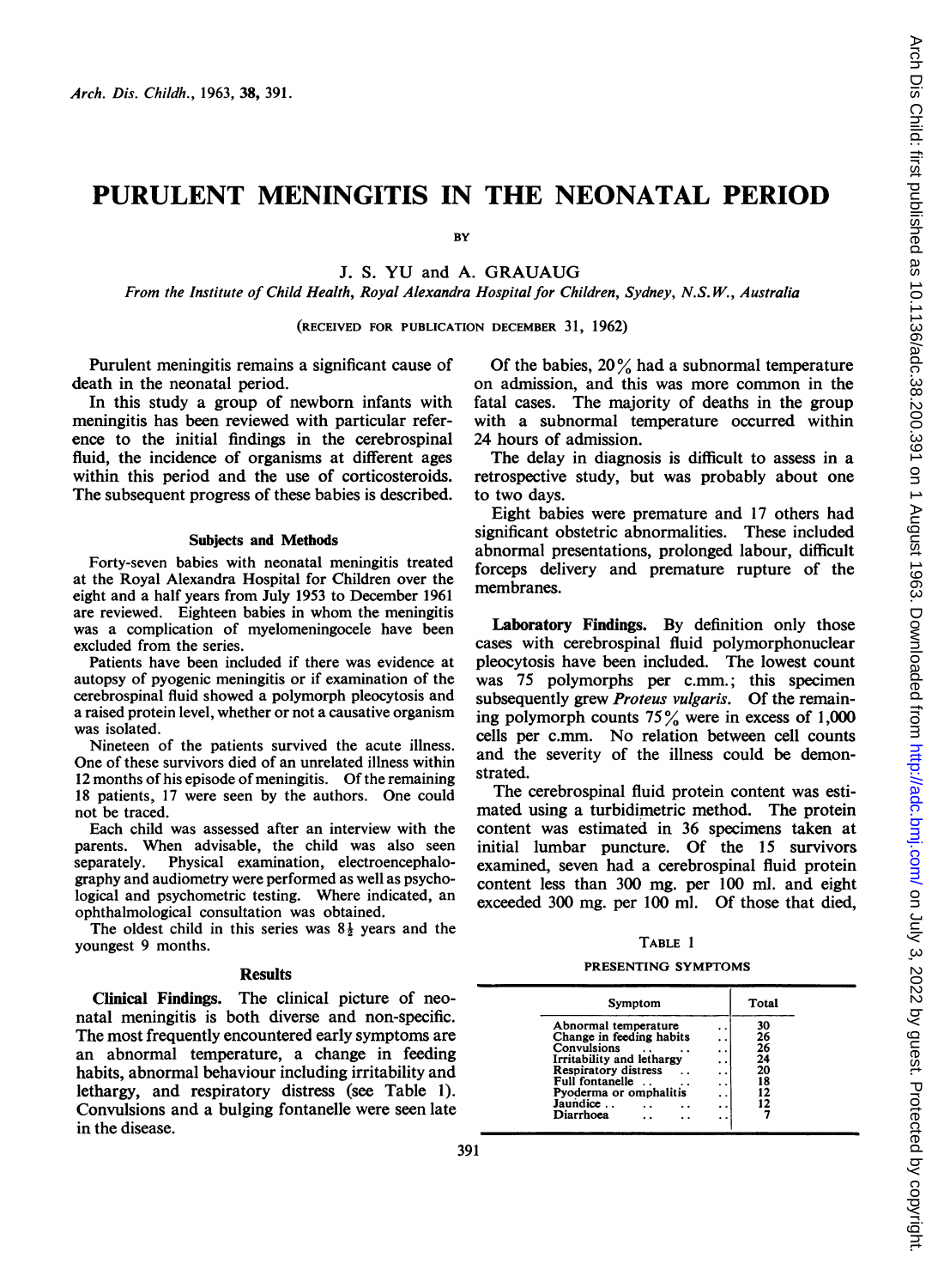# PURULENT MENINGITIS IN THE NEONATAL PERIOD

BY

J. S. YU and A. GRAUAUG

*From the Institute of Child Health, Royal Alexandra Hospital for Children, Sydney, N.S.W., Australia*

(RECEIVED FOR PUBLICATION DECEMBER 31, 1962)

Purulent meningitis remains a significant cause of death in the neonatal period.

In this study a group of newborn infants with meningitis has been reviewed with particular reference to the initial findings in the cerebrospinal fluid, the incidence of organisms at different ages within this period and the use of corticosteroids. The subsequent progress of these babies is described.

## Subjects and Methods

Forty-seven babies with neonatal meningitis treated at the Royal Alexandra Hospital for Children over the eight and a half years from July 1953 to December 1961 are reviewed. Eighteen babies in whom the meningitis was a complication of myelomeningocele have been excluded from the series.

Patients have been included if there was evidence at autopsy of pyogenic meningitis or if examination of the cerebrospinal fluid showed a polymorph pleocytosis and a raised protein level, whether or not a causative organism was isolated.

Nineteen of the patients survived the acute illness. One of these survivors died of an unrelated illness within 12 months of his episode of meningitis. Of the remaining 18 patients, 17 were seen by the authors. One could not be traced.

Each child was assessed after an interview with the parents. When advisable, the child was also seen separately. Physical examination, electroencephalography and audiometry were performed as well as psychological and psychometric testing. Where indicated, an ophthalmological consultation was obtained.

The oldest child in this series was 8½ years and the youngest 9 months.

## Results

**Clinical Findings.** The clinical picture of neonatal meningitis is both diverse and non-specific. The most frequently encountered early symptoms are an abnormal temperature, a change in feeding habits, abnormal behaviour including irritability and lethargy, and respiratory distress (see Table 1). Convulsions and a bulging fontanelle were seen late in the disease.

Of the babies, 20% had a subnormal temperature on admission, and this was more common in the fatal cases. The majority of deaths in the group with a subnormal temperature occurred within 24 hours of admission.

The delay in diagnosis is difficult to assess in a retrospective study, but was probably about one to two days.

Eight babies were premature and 17 others had significant obstetric abnormalities. These included abnormal presentations, prolonged labour, difficult forceps delivery and premature rupture of the membranes.

**Laboratory Findings.** By definition only those cases with cerebrospinal fluid polymorphonuclear pleocytosis have been included. The lowest count was 75 polymorphs per c.mm.; this specimen subsequently grew *Proteus vulgaris*. Of the remaining polymorph counts 75% were in excess of 1,000 cells per c.mm. No relation between cell counts and the severity of the illness could be demonstrated.

The cerebrospinal fluid protein content was estimated using a turbidimetric method. The protein content was estimated in 36 specimens taken at initial lumbar puncture. Of the 15 survivors examined, seven had a cerebrospinal fluid protein content less than 300 mg. per 100 ml. and eight exceeded 300 mg. per 100 ml. Of those that died,

TABLE 1

PRESENTING SYMPTOMS

| Symptom | Total |
|---|---|
| Abnormal temperature | 30 |
| Change in feeding habits | 26 |
| Convulsions | 26 |
| Irritability and lethargy | 24 |
| Respiratory distress | 20 |
| Full fontanelle | 18 |
| Pyoderma or omphalitis | 12 |
| Jaundice | 12 |
| Diarrhoea | 7 |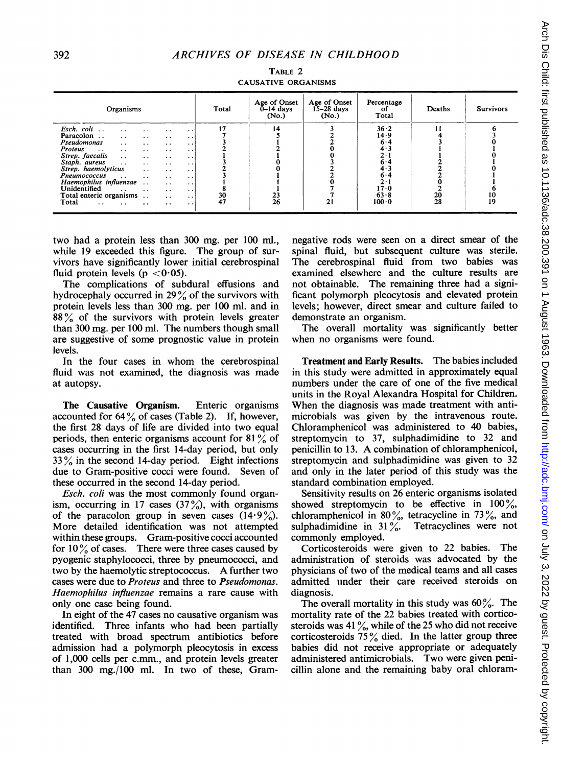TABLE 2
CAUSATIVE ORGANISMS

| Organisms | Total | Age of Onset 0–14 days (No.) | Age of Onset 15–28 days (No.) | Percentage of Total | Deaths | Survivors |
|---|---|---|---|---|---|---|
| *Esch. coli* | 17 | 14 | 3 | 36·2 | 11 | 6 |
| Paracolon | 7 | 5 | 2 | 14·9 | 4 | 3 |
| *Pseudomonas* | 3 | 1 | 2 | 6·4 | 3 | 0 |
| *Proteus* | 2 | 2 | 0 | 4·3 | 1 | 1 |
| *Strep. faecalis* | 1 | 1 | 0 | 2·1 | 1 | 0 |
| *Staph. aureus* | 3 | 0 | 3 | 6·4 | 2 | 1 |
| *Strep. haemolyticus* | 2 | 0 | 2 | 4·3 | 2 | 0 |
| *Pneumococcus* | 3 | 1 | 2 | 6·4 | 2 | 1 |
| *Haemophilus influenzae* | 1 | 1 | 0 | 2·1 | 0 | 1 |
| Unidentified | 8 | 1 | 7 | 17·0 | 2 | 6 |
| Total enteric organisms | 30 | 23 | 7 | 63·8 | 20 | 10 |
| Total | 47 | 26 | 21 | 100·0 | 28 | 19 |

two had a protein less than 300 mg. per 100 ml., while 19 exceeded this figure. The group of survivors have significantly lower initial cerebrospinal fluid protein levels ($p < 0·05$).

The complications of subdural effusions and hydrocephaly occurred in 29% of the survivors with protein levels less than 300 mg. per 100 ml. and in 88% of the survivors with protein levels greater than 300 mg. per 100 ml. The numbers though small are suggestive of some prognostic value in protein levels.

In the four cases in whom the cerebrospinal fluid was not examined, the diagnosis was made at autopsy.

**The Causative Organism.** Enteric organisms accounted for 64% of cases (Table 2). If, however, the first 28 days of life are divided into two equal periods, then enteric organisms account for 81% of cases occurring in the first 14-day period, but only 33% in the second 14-day period. Eight infections due to Gram-positive cocci were found. Seven of these occurred in the second 14-day period.

*Esch. coli* was the most commonly found organism, occurring in 17 cases (37%), with organisms of the paracolon group in seven cases (14·9%). More detailed identification was not attempted within these groups. Gram-positive cocci accounted for 10% of cases. There were three cases caused by pyogenic staphylococci, three by pneumococci, and two by the haemolytic streptococcus. A further two cases were due to *Proteus* and three to *Pseudomonas*. *Haemophilus influenzae* remains a rare cause with only one case being found.

In eight of the 47 cases no causative organism was identified. Three infants who had been partially treated with broad spectrum antibiotics before admission had a polymorph pleocytosis in excess of 1,000 cells per c.mm., and protein levels greater than 300 mg./100 ml. In two of these, Gram-negative rods were seen on a direct smear of the spinal fluid, but subsequent culture was sterile. The cerebrospinal fluid from two babies was examined elsewhere and the culture results are not obtainable. The remaining three had a significant polymorph pleocytosis and elevated protein levels; however, direct smear and culture failed to demonstrate an organism.

The overall mortality was significantly better when no organisms were found.

**Treatment and Early Results.** The babies included in this study were admitted in approximately equal numbers under the care of one of the five medical units in the Royal Alexandra Hospital for Children. When the diagnosis was made treatment with antimicrobials was given by the intravenous route. Chloramphenicol was administered to 40 babies, streptomycin to 37, sulphadimidine to 32 and penicillin to 13. A combination of chloramphenicol, streptomycin and sulphadimidine was given to 32 and only in the later period of this study was the standard combination employed.

Sensitivity results on 26 enteric organisms isolated showed streptomycin to be effective in 100%, chloramphenicol in 80%, tetracycline in 73%, and sulphadimidine in 31%. Tetracyclines were not commonly employed.

Corticosteroids were given to 22 babies. The administration of steroids was advocated by the physicians of two of the medical teams and all cases admitted under their care received steroids on diagnosis.

The overall mortality in this study was 60%. The mortality rate of the 22 babies treated with corticosteroids was 41%, while of the 25 who did not receive corticosteroids 75% died. In the latter group three babies did not receive appropriate or adequately administered antimicrobials. Two were given penicillin alone and the remaining baby oral chloram-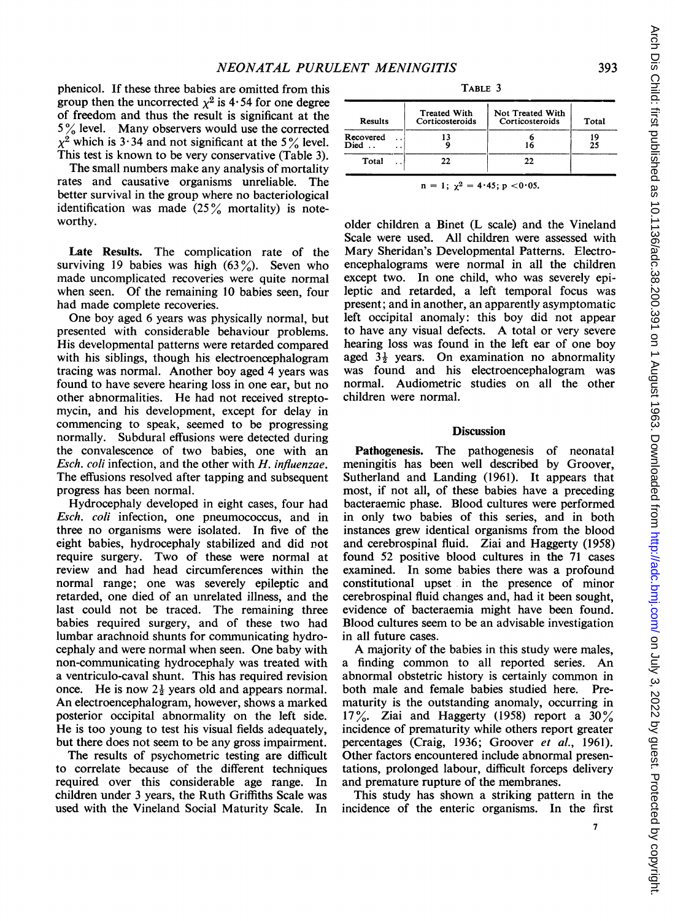phenicol. If these three babies are omitted from this group then the uncorrected $\chi^2$ is 4·54 for one degree of freedom and thus the result is significant at the 5% level. Many observers would use the corrected $\chi^2$ which is 3·34 and not significant at the 5% level. This test is known to be very conservative (Table 3).

The small numbers make any analysis of mortality rates and causative organisms unreliable. The better survival in the group where no bacteriological identification was made (25% mortality) is noteworthy.

**Late Results.** The complication rate of the surviving 19 babies was high (63%). Seven who made uncomplicated recoveries were quite normal when seen. Of the remaining 10 babies seen, four had made complete recoveries.

One boy aged 6 years was physically normal, but presented with considerable behaviour problems. His developmental patterns were retarded compared with his siblings, though his electroencephalogram tracing was normal. Another boy aged 4 years was found to have severe hearing loss in one ear, but no other abnormalities. He had not received streptomycin, and his development, except for delay in commencing to speak, seemed to be progressing normally. Subdural effusions were detected during the convalescence of two babies, one with an *Esch. coli* infection, and the other with *H. influenzae*. The effusions resolved after tapping and subsequent progress has been normal.

Hydrocephaly developed in eight cases, four had *Esch. coli* infection, one pneumococcus, and in three no organisms were isolated. In five of the eight babies, hydrocephaly stabilized and did not require surgery. Two of these were normal at review and had head circumferences within the normal range; one was severely epileptic and retarded, one died of an unrelated illness, and the last could not be traced. The remaining three babies required surgery, and of these two had lumbar arachnoid shunts for communicating hydrocephaly and were normal when seen. One baby with non-communicating hydrocephaly was treated with a ventriculo-caval shunt. This has required revision once. He is now $2\frac{1}{2}$ years old and appears normal. An electroencephalogram, however, shows a marked posterior occipital abnormality on the left side. He is too young to test his visual fields adequately, but there does not seem to be any gross impairment.

The results of psychometric testing are difficult to correlate because of the different techniques required over this considerable age range. In children under 3 years, the Ruth Griffiths Scale was used with the Vineland Social Maturity Scale. In

TABLE 3

| Results | Treated With Corticosteroids | Not Treated With Corticosteroids | Total |
|---|---|---|---|
| Recovered .. | 13 | 6 | 19 |
| Died .. | 9 | 16 | 25 |
| Total .. | 22 | 22 | |

n = 1; $\chi^2 = 4{\cdot}45$; $p < 0{\cdot}05$.

older children a Binet (L scale) and the Vineland Scale were used. All children were assessed with Mary Sheridan's Developmental Patterns. Electroencephalograms were normal in all the children except two. In one child, who was severely epileptic and retarded, a left temporal focus was present; and in another, an apparently asymptomatic left occipital anomaly: this boy did not appear to have any visual defects. A total or very severe hearing loss was found in the left ear of one boy aged $3\frac{1}{2}$ years. On examination no abnormality was found and his electroencephalogram was normal. Audiometric studies on all the other children were normal.

## Discussion

**Pathogenesis.** The pathogenesis of neonatal meningitis has been well described by Groover, Sutherland and Landing (1961). It appears that most, if not all, of these babies have a preceding bacteraemic phase. Blood cultures were performed in only two babies of this series, and in both instances grew identical organisms from the blood and cerebrospinal fluid. Ziai and Haggerty (1958) found 52 positive blood cultures in the 71 cases examined. In some babies there was a profound constitutional upset in the presence of minor cerebrospinal fluid changes and, had it been sought, evidence of bacteraemia might have been found. Blood cultures seem to be an advisable investigation in all future cases.

A majority of the babies in this study were males, a finding common to all reported series. An abnormal obstetric history is certainly common in both male and female babies studied here. Prematurity is the outstanding anomaly, occurring in 17%. Ziai and Haggerty (1958) report a 30% incidence of prematurity while others report greater percentages (Craig, 1936; Groover *et al.*, 1961). Other factors encountered include abnormal presentations, prolonged labour, difficult forceps delivery and premature rupture of the membranes.

This study has shown a striking pattern in the incidence of the enteric organisms. In the first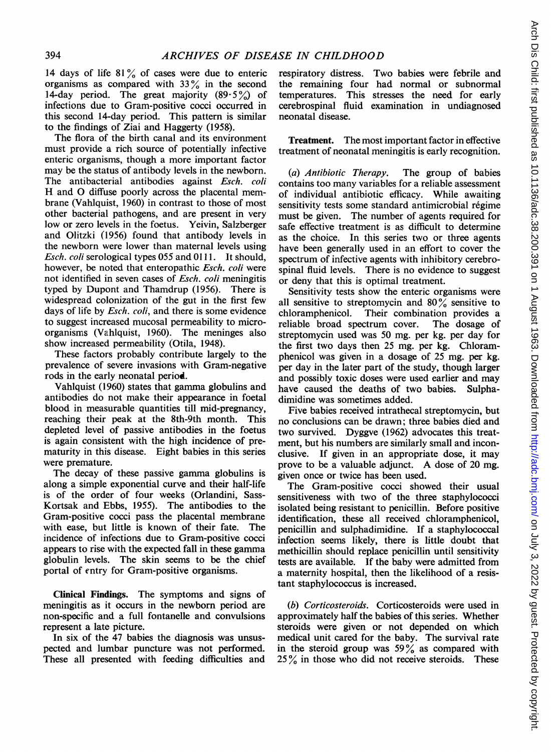14 days of life 81% of cases were due to enteric organisms as compared with 33% in the second 14-day period. The great majority (89·5%) of infections due to Gram-positive cocci occurred in this second 14-day period. This pattern is similar to the findings of Ziai and Haggerty (1958).

The flora of the birth canal and its environment must provide a rich source of potentially infective enteric organisms, though a more important factor may be the status of antibody levels in the newborn. The antibacterial antibodies against *Esch. coli* H and O diffuse poorly across the placental membrane (Vahlquist, 1960) in contrast to those of most other bacterial pathogens, and are present in very low or zero levels in the foetus. Yeivin, Salzberger and Olitzki (1956) found that antibody levels in the newborn were lower than maternal levels using *Esch. coli* serological types 055 and 0111. It should, however, be noted that enteropathic *Esch. coli* were not identified in seven cases of *Esch. coli* meningitis typed by Dupont and Thamdrup (1956). There is widespread colonization of the gut in the first few days of life by *Esch. coli*, and there is some evidence to suggest increased mucosal permeability to microorganisms (Vahlquist, 1960). The meninges also show increased permeability (Otila, 1948).

These factors probably contribute largely to the prevalence of severe invasions with Gram-negative rods in the early neonatal period.

Vahlquist (1960) states that gamma globulins and antibodies do not make their appearance in foetal blood in measurable quantities till mid-pregnancy, reaching their peak at the 8th-9th month. This depleted level of passive antibodies in the foetus is again consistent with the high incidence of prematurity in this disease. Eight babies in this series were premature.

The decay of these passive gamma globulins is along a simple exponential curve and their half-life is of the order of four weeks (Orlandini, Sass-Kortsak and Ebbs, 1955). The antibodies to the Gram-positive cocci pass the placental membrane with ease, but little is known of their fate. The incidence of infections due to Gram-positive cocci appears to rise with the expected fall in these gamma globulin levels. The skin seems to be the chief portal of entry for Gram-positive organisms.

**Clinical Findings.** The symptoms and signs of meningitis as it occurs in the newborn period are non-specific and a full fontanelle and convulsions represent a late picture.

In six of the 47 babies the diagnosis was unsuspected and lumbar puncture was not performed. These all presented with feeding difficulties and respiratory distress. Two babies were febrile and the remaining four had normal or subnormal temperatures. This stresses the need for early cerebrospinal fluid examination in undiagnosed neonatal disease.

**Treatment.** The most important factor in effective treatment of neonatal meningitis is early recognition.

(a) *Antibiotic Therapy.* The group of babies contains too many variables for a reliable assessment of individual antibiotic efficacy. While awaiting sensitivity tests some standard antimicrobial régime must be given. The number of agents required for safe effective treatment is as difficult to determine as the choice. In this series two or three agents have been generally used in an effort to cover the spectrum of infective agents with inhibitory cerebrospinal fluid levels. There is no evidence to suggest or deny that this is optimal treatment.

Sensitivity tests show the enteric organisms were all sensitive to streptomycin and 80% sensitive to chloramphenicol. Their combination provides a reliable broad spectrum cover. The dosage of streptomycin used was 50 mg. per kg. per day for the first two days then 25 mg. per kg. Chloramphenicol was given in a dosage of 25 mg. per kg. per day in the later part of the study, though larger and possibly toxic doses were used earlier and may have caused the deaths of two babies. Sulphadimidine was sometimes added.

Five babies received intrathecal streptomycin, but no conclusions can be drawn; three babies died and two survived. Dyggve (1962) advocates this treatment, but his numbers are similarly small and inconclusive. If given in an appropriate dose, it may prove to be a valuable adjunct. A dose of 20 mg. given once or twice has been used.

The Gram-positive cocci showed their usual sensitiveness with two of the three staphylococci isolated being resistant to penicillin. Before positive identification, these all received chloramphenicol, penicillin and sulphadimidine. If a staphylococcal infection seems likely, there is little doubt that methicillin should replace penicillin until sensitivity tests are available. If the baby were admitted from a maternity hospital, then the likelihood of a resistant staphylococcus is increased.

(b) *Corticosteroids.* Corticosteroids were used in approximately half the babies of this series. Whether steroids were given or not depended on which medical unit cared for the baby. The survival rate in the steroid group was 59% as compared with 25% in those who did not receive steroids. These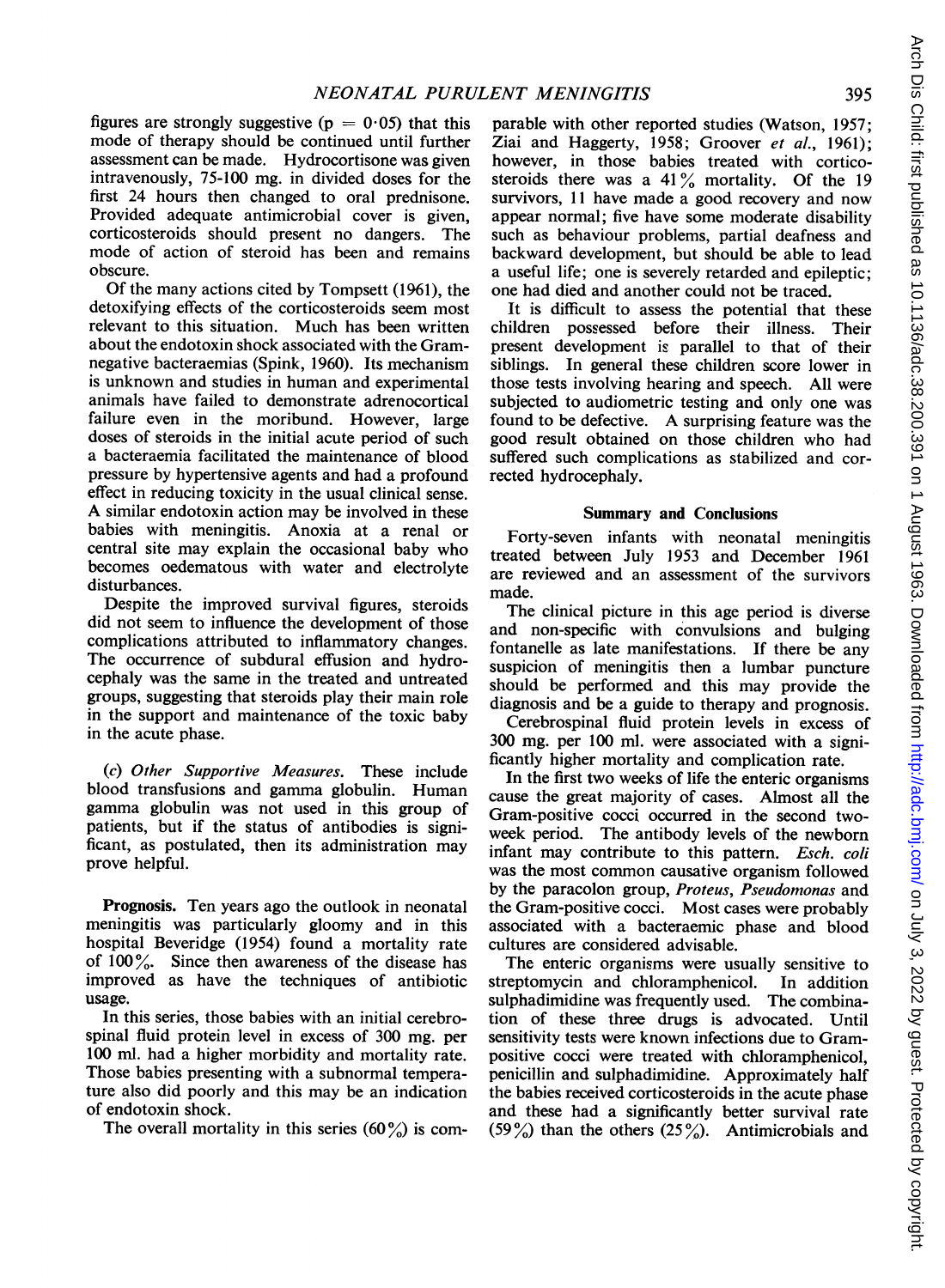figures are strongly suggestive ($p = 0.05$) that this mode of therapy should be continued until further assessment can be made. Hydrocortisone was given intravenously, 75-100 mg. in divided doses for the first 24 hours then changed to oral prednisone. Provided adequate antimicrobial cover is given, corticosteroids should present no dangers. The mode of action of steroid has been and remains obscure.

Of the many actions cited by Tompsett (1961), the detoxifying effects of the corticosteroids seem most relevant to this situation. Much has been written about the endotoxin shock associated with the Gram-negative bacteraemias (Spink, 1960). Its mechanism is unknown and studies in human and experimental animals have failed to demonstrate adrenocortical failure even in the moribund. However, large doses of steroids in the initial acute period of such a bacteraemia facilitated the maintenance of blood pressure by hypertensive agents and had a profound effect in reducing toxicity in the usual clinical sense. A similar endotoxin action may be involved in these babies with meningitis. Anoxia at a renal or central site may explain the occasional baby who becomes oedematous with water and electrolyte disturbances.

Despite the improved survival figures, steroids did not seem to influence the development of those complications attributed to inflammatory changes. The occurrence of subdural effusion and hydrocephaly was the same in the treated and untreated groups, suggesting that steroids play their main role in the support and maintenance of the toxic baby in the acute phase.

(*c*) *Other Supportive Measures.* These include blood transfusions and gamma globulin. Human gamma globulin was not used in this group of patients, but if the status of antibodies is significant, as postulated, then its administration may prove helpful.

**Prognosis.** Ten years ago the outlook in neonatal meningitis was particularly gloomy and in this hospital Beveridge (1954) found a mortality rate of 100%. Since then awareness of the disease has improved as have the techniques of antibiotic usage.

In this series, those babies with an initial cerebrospinal fluid protein level in excess of 300 mg. per 100 ml. had a higher morbidity and mortality rate. Those babies presenting with a subnormal temperature also did poorly and this may be an indication of endotoxin shock.

The overall mortality in this series (60%) is comparable with other reported studies (Watson, 1957; Ziai and Haggerty, 1958; Groover *et al.*, 1961); however, in those babies treated with corticosteroids there was a 41% mortality. Of the 19 survivors, 11 have made a good recovery and now appear normal; five have some moderate disability such as behaviour problems, partial deafness and backward development, but should be able to lead a useful life; one is severely retarded and epileptic; one had died and another could not be traced.

It is difficult to assess the potential that these children possessed before their illness. Their present development is parallel to that of their siblings. In general these children score lower in those tests involving hearing and speech. All were subjected to audiometric testing and only one was found to be defective. A surprising feature was the good result obtained on those children who had suffered such complications as stabilized and corrected hydrocephaly.

## Summary and Conclusions

Forty-seven infants with neonatal meningitis treated between July 1953 and December 1961 are reviewed and an assessment of the survivors made.

The clinical picture in this age period is diverse and non-specific with convulsions and bulging fontanelle as late manifestations. If there be any suspicion of meningitis then a lumbar puncture should be performed and this may provide the diagnosis and be a guide to therapy and prognosis.

Cerebrospinal fluid protein levels in excess of 300 mg. per 100 ml. were associated with a significantly higher mortality and complication rate.

In the first two weeks of life the enteric organisms cause the great majority of cases. Almost all the Gram-positive cocci occurred in the second two-week period. The antibody levels of the newborn infant may contribute to this pattern. *Esch. coli* was the most common causative organism followed by the paracolon group, *Proteus*, *Pseudomonas* and the Gram-positive cocci. Most cases were probably associated with a bacteraemic phase and blood cultures are considered advisable.

The enteric organisms were usually sensitive to streptomycin and chloramphenicol. In addition sulphadimidine was frequently used. The combination of these three drugs is advocated. Until sensitivity tests were known infections due to Gram-positive cocci were treated with chloramphenicol, penicillin and sulphadimidine. Approximately half the babies received corticosteroids in the acute phase and these had a significantly better survival rate (59%) than the others (25%). Antimicrobials and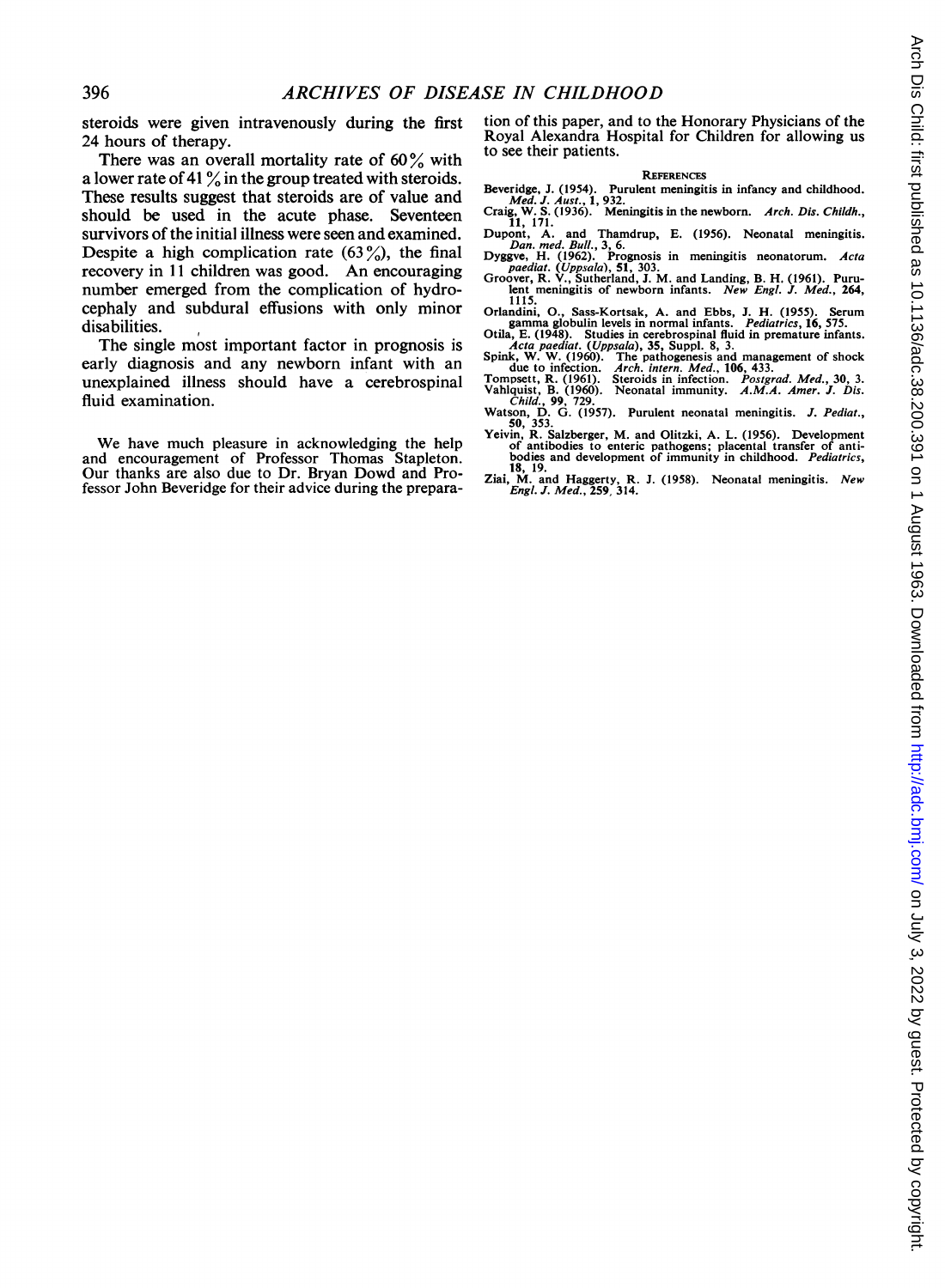steroids were given intravenously during the first 24 hours of therapy.

There was an overall mortality rate of 60% with a lower rate of 41% in the group treated with steroids. These results suggest that steroids are of value and should be used in the acute phase. Seventeen survivors of the initial illness were seen and examined. Despite a high complication rate (63%), the final recovery in 11 children was good. An encouraging number emerged from the complication of hydrocephaly and subdural effusions with only minor disabilities.

The single most important factor in prognosis is early diagnosis and any newborn infant with an unexplained illness should have a cerebrospinal fluid examination.

We have much pleasure in acknowledging the help and encouragement of Professor Thomas Stapleton. Our thanks are also due to Dr. Bryan Dowd and Professor John Beveridge for their advice during the preparation of this paper, and to the Honorary Physicians of the Royal Alexandra Hospital for Children for allowing us to see their patients.

## References

Beveridge, J. (1954). Purulent meningitis in infancy and childhood. *Med. J. Aust.*, **1**, 932.

Craig, W. S. (1936). Meningitis in the newborn. *Arch. Dis. Childh.*, **11**, 171.

Dupont, A. and Thamdrup, E. (1956). Neonatal meningitis. *Dan. med. Bull.*, **3**, 6.

Dyggve, H. (1962). Prognosis in meningitis neonatorum. *Acta paediat. (Uppsala)*, **51**, 303.

Groover, R. V., Sutherland, J. M. and Landing, B. H. (1961). Purulent meningitis of newborn infants. *New Engl. J. Med.*, **264**, 1115.

Orlandini, O., Sass-Kortsak, A. and Ebbs, J. H. (1955). Serum gamma globulin levels in normal infants. *Pediatrics*, **16**, 575.

Otila, E. (1948). Studies in cerebrospinal fluid in premature infants. *Acta paediat. (Uppsala)*, **35**, Suppl. 8, 3.

Spink, W. W. (1960). The pathogenesis and management of shock due to infection. *Arch. intern. Med.*, **106**, 433.

Tompsett, R. (1961). Steroids in infection. *Postgrad. Med.*, **30**, 3.

Vahlquist, B. (1960). Neonatal immunity. *A.M.A. Amer. J. Dis. Child.*, **99**, 729.

Watson, D. G. (1957). Purulent neonatal meningitis. *J. Pediat.*, **50**, 353.

Yeivin, R. Salzberger, M. and Olitzki, A. L. (1956). Development of antibodies to enteric pathogens; placental transfer of antibodies and development of immunity in childhood. *Pediatrics*, **18**, 19.

Ziai, M. and Haggerty, R. J. (1958). Neonatal meningitis. *New Engl. J. Med.*, **259**, 314.